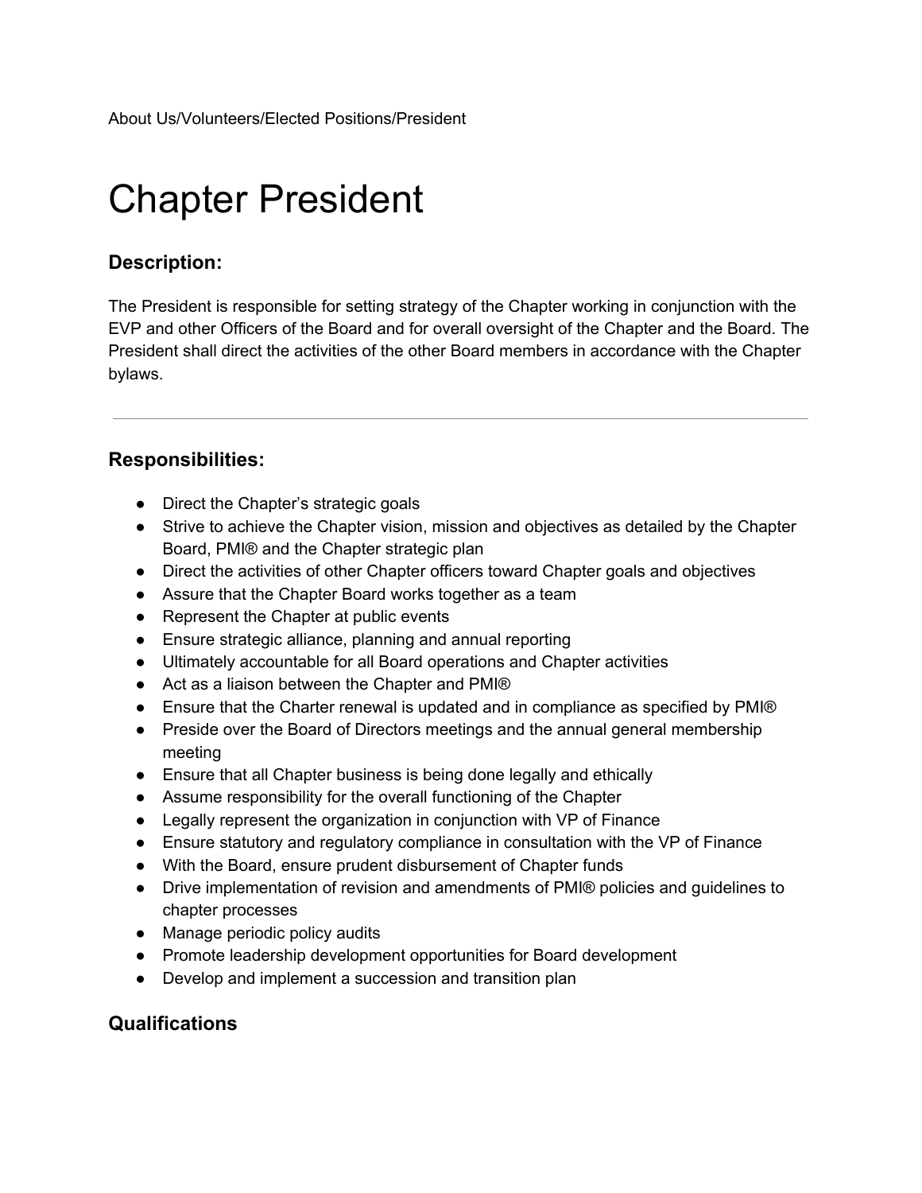About Us/Volunteers/Elected Positions/President

# Chapter President

### Description:

The President is responsible for setting strategy of the Chapter working in conjunction with the EVP and other Officers of the Board and for overall oversight of the Chapter and the Board. The President shall direct the activities of the other Board members in accordance with the Chapter bylaws.

---

### Responsibilities:

- Direct the Chapter's strategic goals
- Strive to achieve the Chapter vision, mission and objectives as detailed by the Chapter Board, PMI® and the Chapter strategic plan
- Direct the activities of other Chapter officers toward Chapter goals and objectives
- Assure that the Chapter Board works together as a team
- Represent the Chapter at public events
- Ensure strategic alliance, planning and annual reporting
- Ultimately accountable for all Board operations and Chapter activities
- Act as a liaison between the Chapter and PMI®
- Ensure that the Charter renewal is updated and in compliance as specified by PMI®
- Preside over the Board of Directors meetings and the annual general membership meeting
- Ensure that all Chapter business is being done legally and ethically
- Assume responsibility for the overall functioning of the Chapter
- Legally represent the organization in conjunction with VP of Finance
- Ensure statutory and regulatory compliance in consultation with the VP of Finance
- With the Board, ensure prudent disbursement of Chapter funds
- Drive implementation of revision and amendments of PMI® policies and guidelines to chapter processes
- Manage periodic policy audits
- Promote leadership development opportunities for Board development
- Develop and implement a succession and transition plan

### Qualifications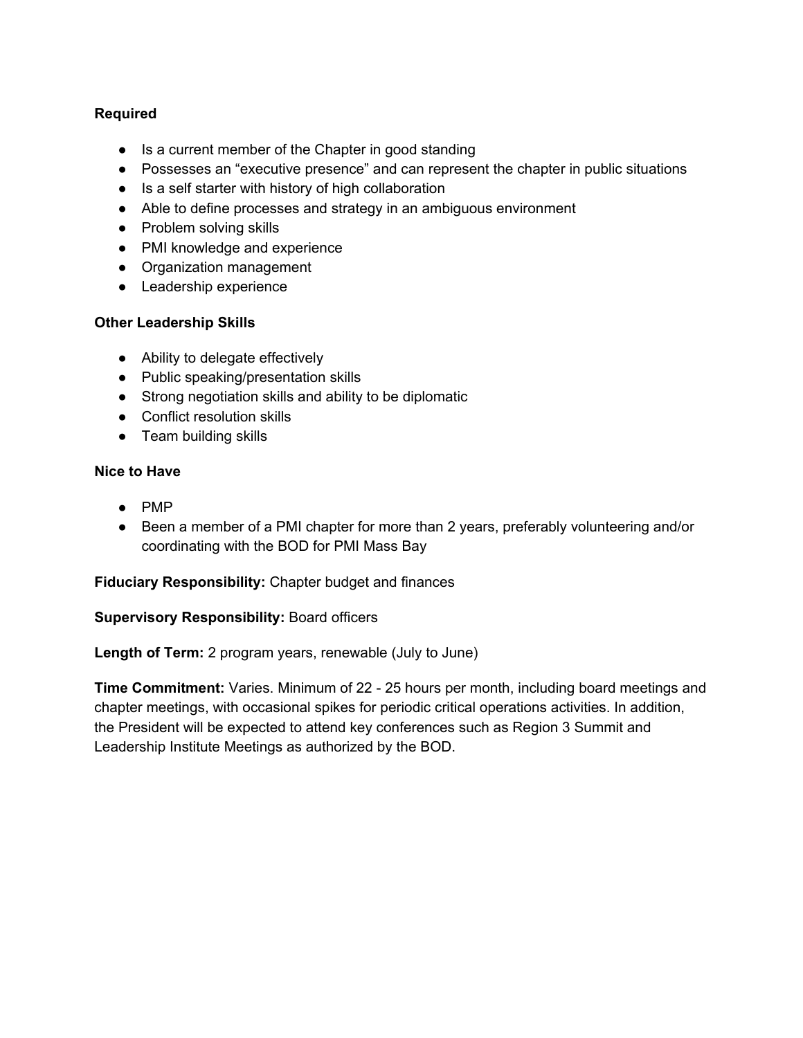**Required**

- Is a current member of the Chapter in good standing
- Possesses an "executive presence" and can represent the chapter in public situations
- Is a self starter with history of high collaboration
- Able to define processes and strategy in an ambiguous environment
- Problem solving skills
- PMI knowledge and experience
- Organization management
- Leadership experience

**Other Leadership Skills**

- Ability to delegate effectively
- Public speaking/presentation skills
- Strong negotiation skills and ability to be diplomatic
- Conflict resolution skills
- Team building skills

**Nice to Have**

- PMP
- Been a member of a PMI chapter for more than 2 years, preferably volunteering and/or coordinating with the BOD for PMI Mass Bay

**Fiduciary Responsibility:** Chapter budget and finances

**Supervisory Responsibility:** Board officers

**Length of Term:** 2 program years, renewable (July to June)

**Time Commitment:** Varies. Minimum of 22 - 25 hours per month, including board meetings and chapter meetings, with occasional spikes for periodic critical operations activities. In addition, the President will be expected to attend key conferences such as Region 3 Summit and Leadership Institute Meetings as authorized by the BOD.